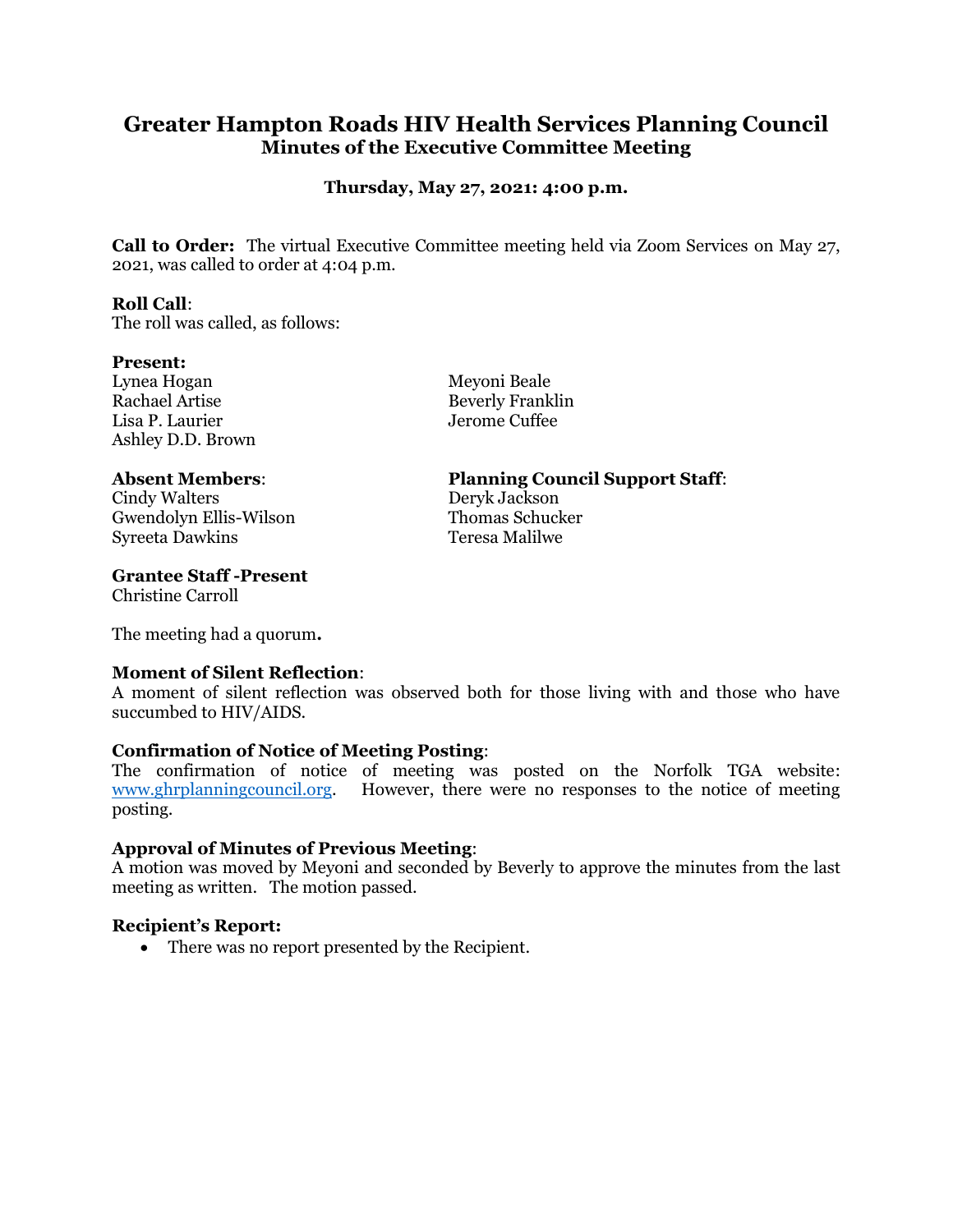# Greater Hampton Roads HIV Health Services Planning Council

## Minutes of the Executive Committee Meeting

**Thursday, May 27, 2021: 4:00 p.m.**

**Call to Order:** The virtual Executive Committee meeting held via Zoom Services on May 27, 2021, was called to order at 4:04 p.m.

**Roll Call**:
The roll was called, as follows:

**Present:**
Lynea Hogan
Rachael Artise
Lisa P. Laurier
Ashley D.D. Brown
Meyoni Beale
Beverly Franklin
Jerome Cuffee

**Absent Members**:
Cindy Walters
Gwendolyn Ellis-Wilson
Syreeta Dawkins

**Planning Council Support Staff**:
Deryk Jackson
Thomas Schucker
Teresa Malilwe

**Grantee Staff -Present**
Christine Carroll

The meeting had a quorum**.**

**Moment of Silent Reflection**:
A moment of silent reflection was observed both for those living with and those who have succumbed to HIV/AIDS.

**Confirmation of Notice of Meeting Posting**:
The confirmation of notice of meeting was posted on the Norfolk TGA website: www.ghrplanningcouncil.org. However, there were no responses to the notice of meeting posting.

**Approval of Minutes of Previous Meeting**:
A motion was moved by Meyoni and seconded by Beverly to approve the minutes from the last meeting as written. The motion passed.

**Recipient's Report:**

- There was no report presented by the Recipient.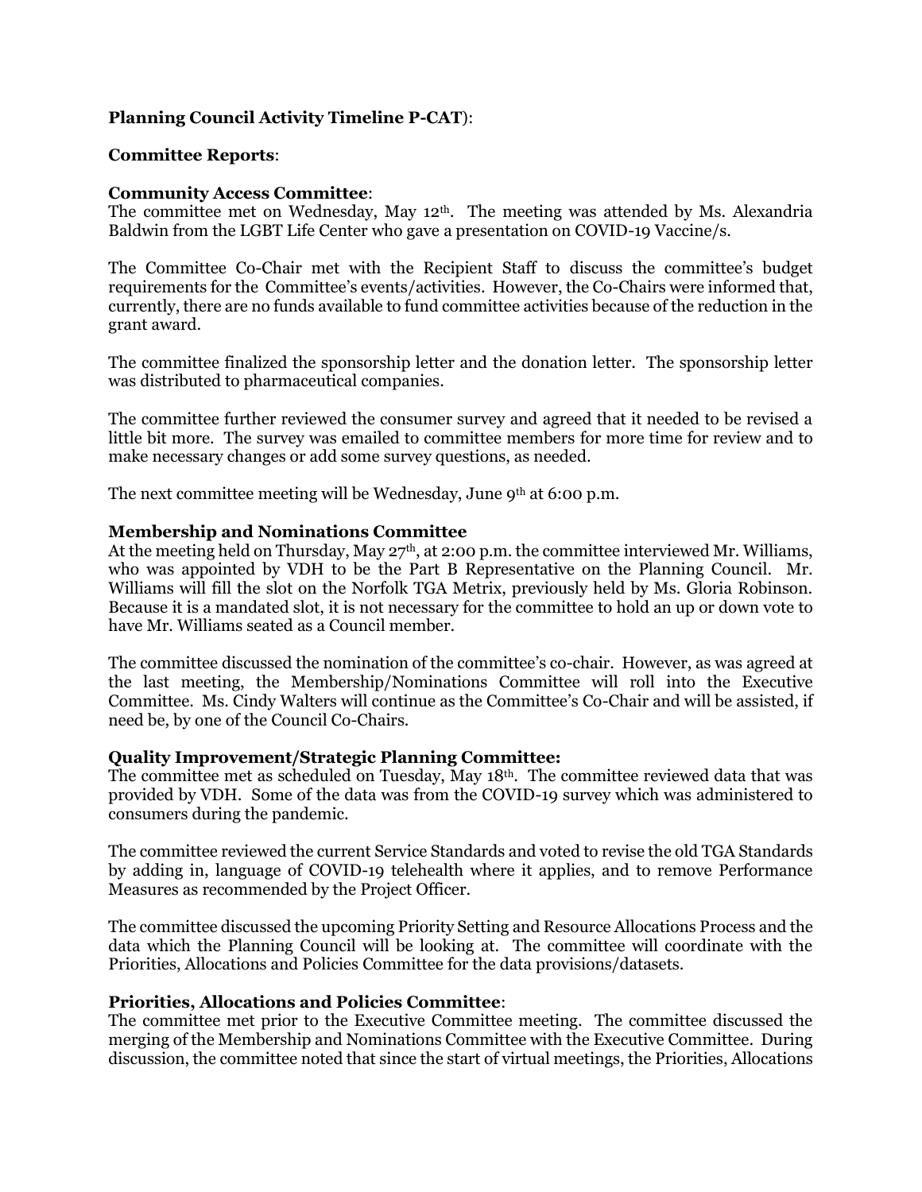**Planning Council Activity Timeline P-CAT**):

**Committee Reports**:

**Community Access Committee**:
The committee met on Wednesday, May 12th. The meeting was attended by Ms. Alexandria Baldwin from the LGBT Life Center who gave a presentation on COVID-19 Vaccine/s.

The Committee Co-Chair met with the Recipient Staff to discuss the committee's budget requirements for the Committee's events/activities. However, the Co-Chairs were informed that, currently, there are no funds available to fund committee activities because of the reduction in the grant award.

The committee finalized the sponsorship letter and the donation letter. The sponsorship letter was distributed to pharmaceutical companies.

The committee further reviewed the consumer survey and agreed that it needed to be revised a little bit more. The survey was emailed to committee members for more time for review and to make necessary changes or add some survey questions, as needed.

The next committee meeting will be Wednesday, June 9th at 6:00 p.m.

**Membership and Nominations Committee**
At the meeting held on Thursday, May 27th, at 2:00 p.m. the committee interviewed Mr. Williams, who was appointed by VDH to be the Part B Representative on the Planning Council. Mr. Williams will fill the slot on the Norfolk TGA Metrix, previously held by Ms. Gloria Robinson. Because it is a mandated slot, it is not necessary for the committee to hold an up or down vote to have Mr. Williams seated as a Council member.

The committee discussed the nomination of the committee's co-chair. However, as was agreed at the last meeting, the Membership/Nominations Committee will roll into the Executive Committee. Ms. Cindy Walters will continue as the Committee's Co-Chair and will be assisted, if need be, by one of the Council Co-Chairs.

**Quality Improvement/Strategic Planning Committee:**
The committee met as scheduled on Tuesday, May 18th. The committee reviewed data that was provided by VDH. Some of the data was from the COVID-19 survey which was administered to consumers during the pandemic.

The committee reviewed the current Service Standards and voted to revise the old TGA Standards by adding in, language of COVID-19 telehealth where it applies, and to remove Performance Measures as recommended by the Project Officer.

The committee discussed the upcoming Priority Setting and Resource Allocations Process and the data which the Planning Council will be looking at. The committee will coordinate with the Priorities, Allocations and Policies Committee for the data provisions/datasets.

**Priorities, Allocations and Policies Committee**:
The committee met prior to the Executive Committee meeting. The committee discussed the merging of the Membership and Nominations Committee with the Executive Committee. During discussion, the committee noted that since the start of virtual meetings, the Priorities, Allocations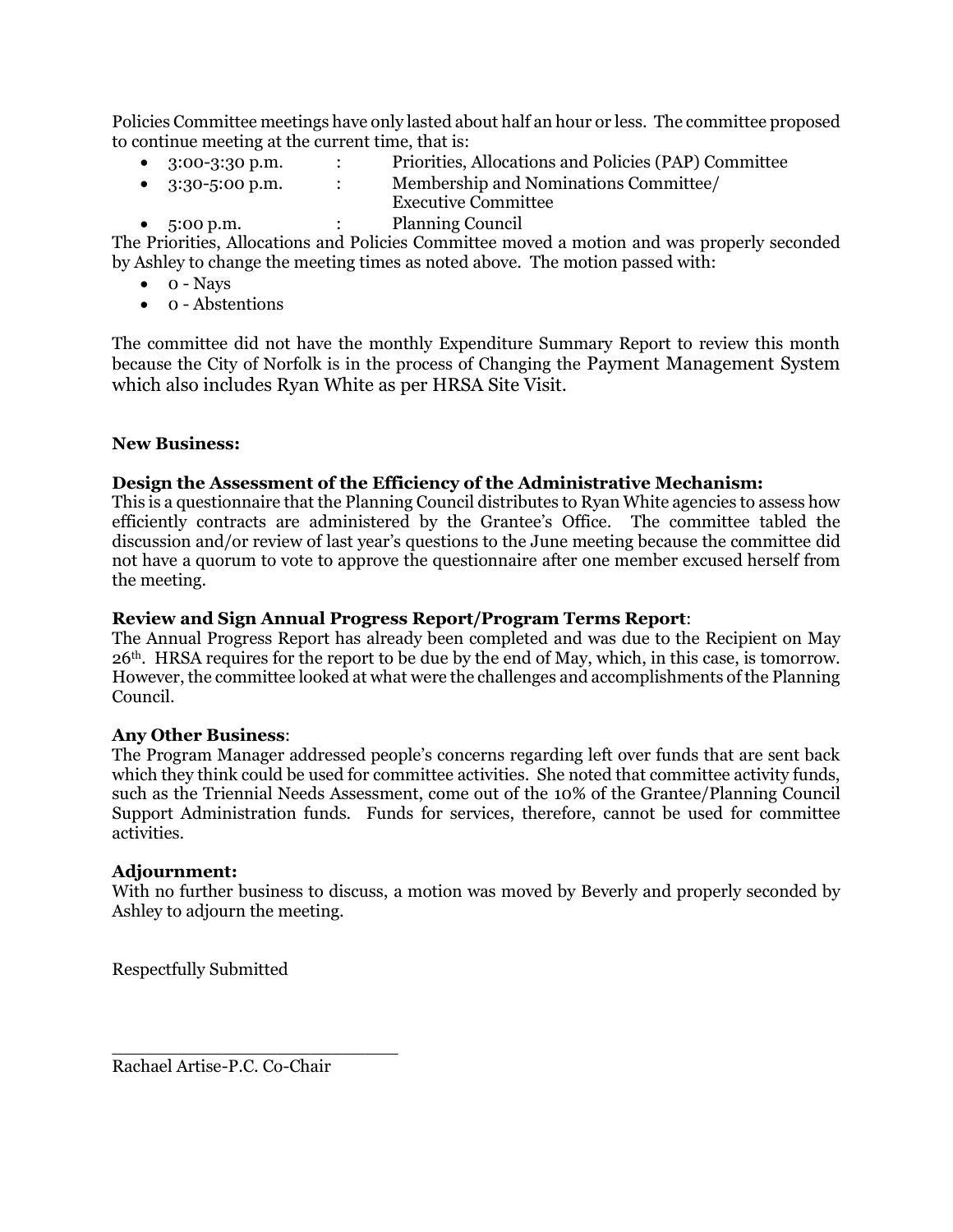Policies Committee meetings have only lasted about half an hour or less. The committee proposed to continue meeting at the current time, that is:

- 3:00-3:30 p.m. : Priorities, Allocations and Policies (PAP) Committee
- 3:30-5:00 p.m. : Membership and Nominations Committee/ Executive Committee
- 5:00 p.m. : Planning Council

The Priorities, Allocations and Policies Committee moved a motion and was properly seconded by Ashley to change the meeting times as noted above. The motion passed with:

- 0 - Nays
- 0 - Abstentions

The committee did not have the monthly Expenditure Summary Report to review this month because the City of Norfolk is in the process of Changing the Payment Management System which also includes Ryan White as per HRSA Site Visit.

**New Business:**

**Design the Assessment of the Efficiency of the Administrative Mechanism:**
This is a questionnaire that the Planning Council distributes to Ryan White agencies to assess how efficiently contracts are administered by the Grantee's Office. The committee tabled the discussion and/or review of last year's questions to the June meeting because the committee did not have a quorum to vote to approve the questionnaire after one member excused herself from the meeting.

**Review and Sign Annual Progress Report/Program Terms Report**:
The Annual Progress Report has already been completed and was due to the Recipient on May 26th. HRSA requires for the report to be due by the end of May, which, in this case, is tomorrow. However, the committee looked at what were the challenges and accomplishments of the Planning Council.

**Any Other Business**:
The Program Manager addressed people's concerns regarding left over funds that are sent back which they think could be used for committee activities. She noted that committee activity funds, such as the Triennial Needs Assessment, come out of the 10% of the Grantee/Planning Council Support Administration funds. Funds for services, therefore, cannot be used for committee activities.

**Adjournment:**
With no further business to discuss, a motion was moved by Beverly and properly seconded by Ashley to adjourn the meeting.

Respectfully Submitted

\_\_\_\_\_\_\_\_\_\_\_\_\_\_\_\_\_\_\_\_\_\_\_\_\_\_\_\_

Rachael Artise-P.C. Co-Chair